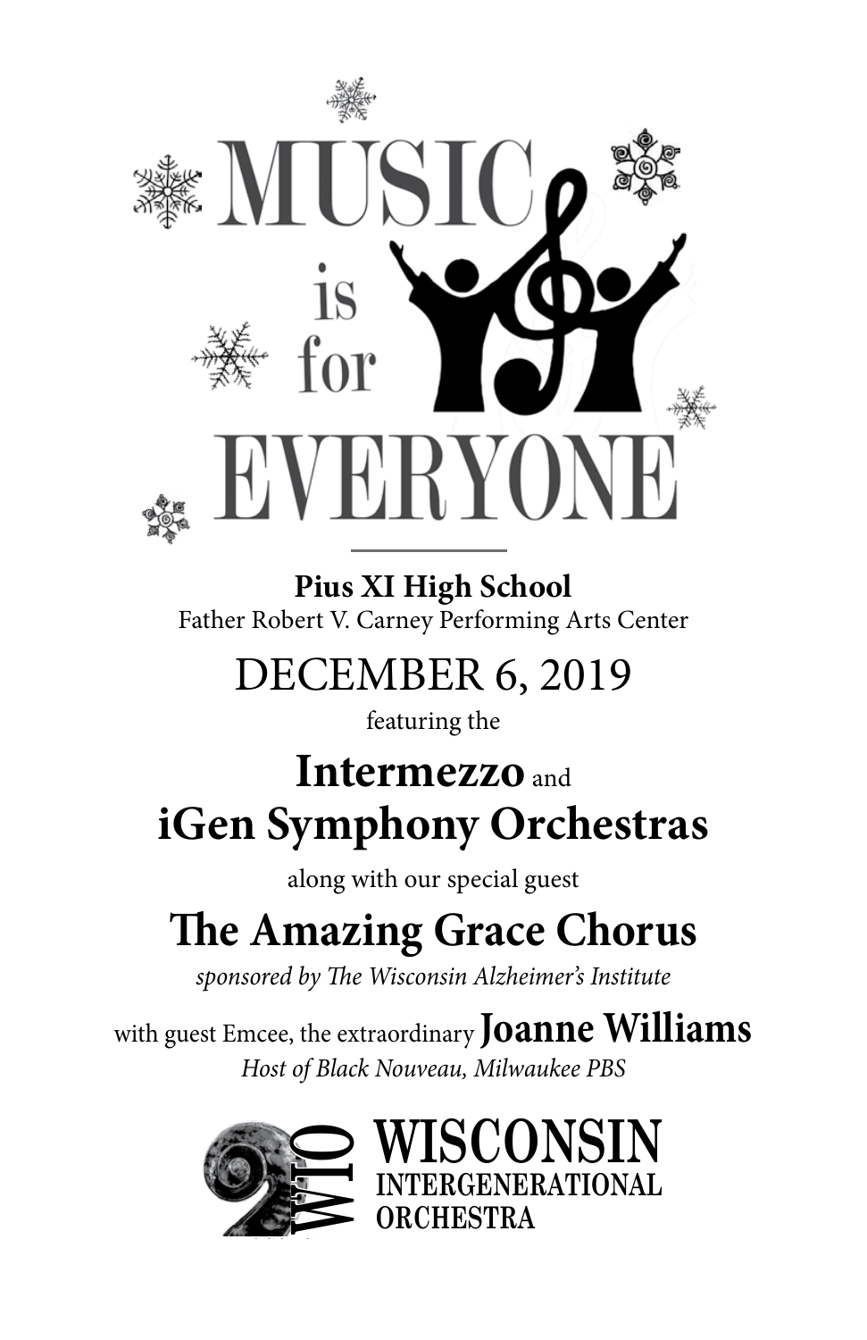# MUSIC is for EVERYONE

**Pius XI High School**
Father Robert V. Carney Performing Arts Center

## DECEMBER 6, 2019

featuring the

## Intermezzo and iGen Symphony Orchestras

along with our special guest

## The Amazing Grace Chorus

*sponsored by The Wisconsin Alzheimer's Institute*

with guest Emcee, the extraordinary **Joanne Williams**
*Host of Black Nouveau, Milwaukee PBS*

WIO WISCONSIN INTERGENERATIONAL ORCHESTRA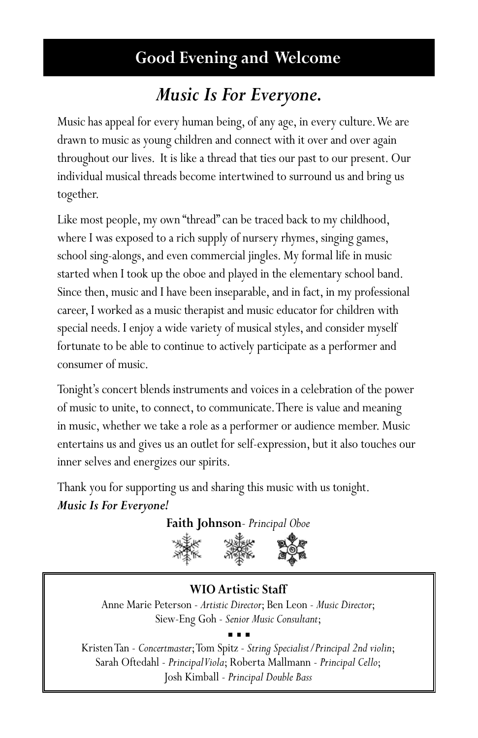## Good Evening and Welcome

### *Music Is For Everyone.*

Music has appeal for every human being, of any age, in every culture. We are drawn to music as young children and connect with it over and over again throughout our lives. It is like a thread that ties our past to our present. Our individual musical threads become intertwined to surround us and bring us together.

Like most people, my own "thread" can be traced back to my childhood, where I was exposed to a rich supply of nursery rhymes, singing games, school sing-alongs, and even commercial jingles. My formal life in music started when I took up the oboe and played in the elementary school band. Since then, music and I have been inseparable, and in fact, in my professional career, I worked as a music therapist and music educator for children with special needs. I enjoy a wide variety of musical styles, and consider myself fortunate to be able to continue to actively participate as a performer and consumer of music.

Tonight's concert blends instruments and voices in a celebration of the power of music to unite, to connect, to communicate. There is value and meaning in music, whether we take a role as a performer or audience member. Music entertains us and gives us an outlet for self-expression, but it also touches our inner selves and energizes our spirits.

Thank you for supporting us and sharing this music with us tonight.
***Music Is For Everyone!***

**Faith Johnson**- *Principal Oboe*

**WIO Artistic Staff**

Anne Marie Peterson - *Artistic Director*; Ben Leon - *Music Director*;
Siew-Eng Goh - *Senior Music Consultant*;

Kristen Tan - *Concertmaster*; Tom Spitz - *String Specialist/Principal 2nd violin*;
Sarah Oftedahl - *Principal Viola*; Roberta Mallmann - *Principal Cello*;
Josh Kimball - *Principal Double Bass*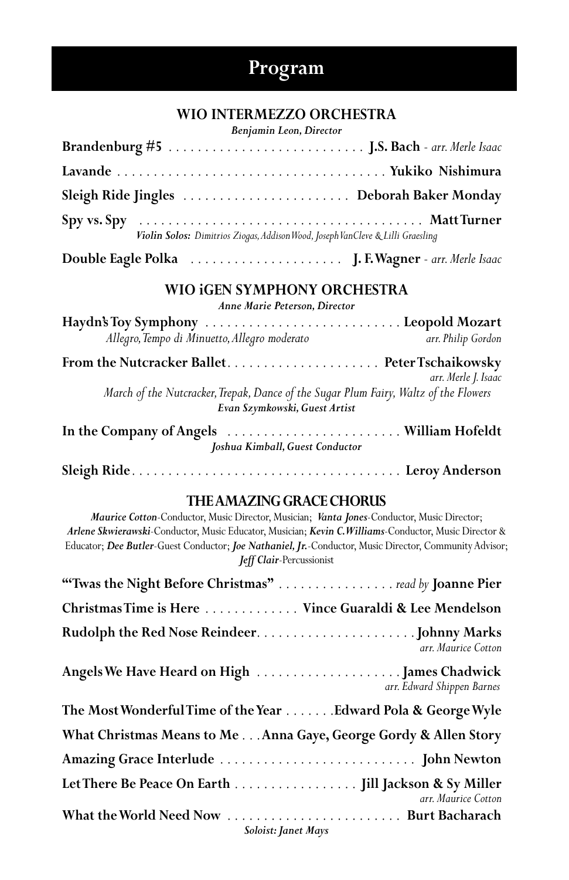# Program

## WIO INTERMEZZO ORCHESTRA

*Benjamin Leon, Director*

**Brandenburg #5** . . . . . . . . . . . . . . . . . . . . . . . . . . . **J.S. Bach** - *arr. Merle Isaac*

**Lavande** . . . . . . . . . . . . . . . . . . . . . . . . . . . . . . . . . . . . . **Yukiko Nishimura**

**Sleigh Ride Jingles** . . . . . . . . . . . . . . . . . . . . . . . **Deborah Baker Monday**

**Spy vs. Spy** . . . . . . . . . . . . . . . . . . . . . . . . . . . . . . . . . . . . . . **Matt Turner**
*Violin Solos: Dimitrios Ziogas, Addison Wood, Joseph VanCleve & Lilli Graesling*

**Double Eagle Polka** . . . . . . . . . . . . . . . . . . . . . **J. F. Wagner** - *arr. Merle Isaac*

## WIO iGEN SYMPHONY ORCHESTRA

*Anne Marie Peterson, Director*

**Haydn's Toy Symphony** . . . . . . . . . . . . . . . . . . . . . . . . . . . **Leopold Mozart**
*Allegro, Tempo di Minuetto, Allegro moderato* — *arr. Philip Gordon*

**From the Nutcracker Ballet** . . . . . . . . . . . . . . . . . . . . . **Peter Tschaikowsky**
*arr. Merle J. Isaac*
*March of the Nutcracker, Trepak, Dance of the Sugar Plum Fairy, Waltz of the Flowers*
*Evan Szymkowski, Guest Artist*

**In the Company of Angels** . . . . . . . . . . . . . . . . . . . . . . . . **William Hofeldt**
*Joshua Kimball, Guest Conductor*

**Sleigh Ride** . . . . . . . . . . . . . . . . . . . . . . . . . . . . . . . . . . . . . **Leroy Anderson**

## THE AMAZING GRACE CHORUS

***Maurice Cotton***-Conductor, Music Director, Musician; ***Vanta Jones***-Conductor, Music Director; ***Arlene Skwierawski***-Conductor, Music Educator, Musician; ***Kevin C. Williams***-Conductor, Music Director & Educator; ***Dee Butler***-Guest Conductor; ***Joe Nathaniel, Jr.***-Conductor, Music Director, Community Advisor; ***Jeff Clair***-Percussionist

**"'Twas the Night Before Christmas"** . . . . . . . . . . . . . . . . *read by* **Joanne Pier**

**Christmas Time is Here** . . . . . . . . . . . . . **Vince Guaraldi & Lee Mendelson**

**Rudolph the Red Nose Reindeer** . . . . . . . . . . . . . . . . . . . . . . **Johnny Marks**
*arr. Maurice Cotton*

**Angels We Have Heard on High** . . . . . . . . . . . . . . . . . . . . **James Chadwick**
*arr. Edward Shippen Barnes*

**The Most Wonderful Time of the Year** . . . . . . . **Edward Pola & George Wyle**

**What Christmas Means to Me** . . . **Anna Gaye, George Gordy & Allen Story**

**Amazing Grace Interlude** . . . . . . . . . . . . . . . . . . . . . . . . . . . **John Newton**

**Let There Be Peace On Earth** . . . . . . . . . . . . . . . . . **Jill Jackson & Sy Miller**
*arr. Maurice Cotton*

**What the World Need Now** . . . . . . . . . . . . . . . . . . . . . . . . . **Burt Bacharach**
*Soloist: Janet Mays*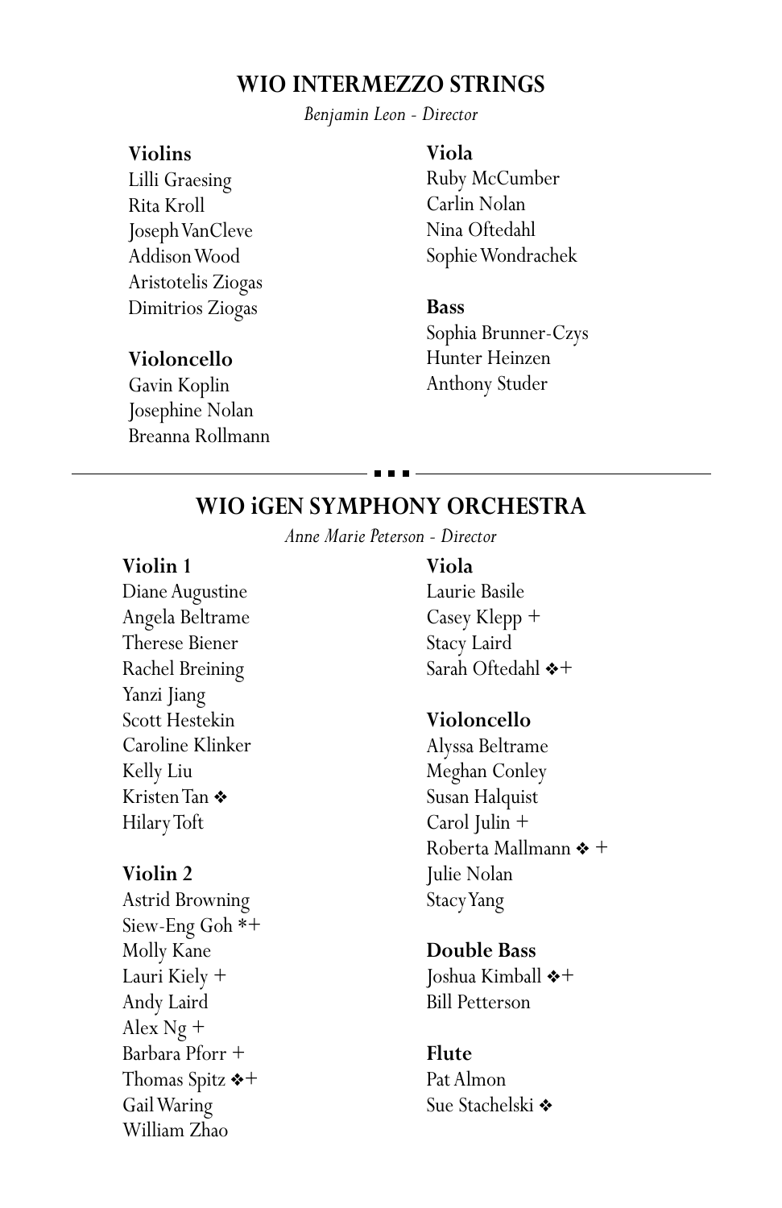## WIO INTERMEZZO STRINGS

*Benjamin Leon - Director*

**Violins**
Lilli Graesing
Rita Kroll
Joseph VanCleve
Addison Wood
Aristotelis Ziogas
Dimitrios Ziogas

**Violoncello**
Gavin Koplin
Josephine Nolan
Breanna Rollmann

**Viola**
Ruby McCumber
Carlin Nolan
Nina Oftedahl
Sophie Wondrachek

**Bass**
Sophia Brunner-Czys
Hunter Heinzen
Anthony Studer

---

## WIO iGEN SYMPHONY ORCHESTRA

*Anne Marie Peterson - Director*

**Violin 1**
Diane Augustine
Angela Beltrame
Therese Biener
Rachel Breining
Yanzi Jiang
Scott Hestekin
Caroline Klinker
Kelly Liu
Kristen Tan ❖
Hilary Toft

**Violin 2**
Astrid Browning
Siew-Eng Goh *+
Molly Kane
Lauri Kiely +
Andy Laird
Alex Ng +
Barbara Pforr +
Thomas Spitz ❖+
Gail Waring
William Zhao

**Viola**
Laurie Basile
Casey Klepp +
Stacy Laird
Sarah Oftedahl ❖+

**Violoncello**
Alyssa Beltrame
Meghan Conley
Susan Halquist
Carol Julin +
Roberta Mallmann ❖ +
Julie Nolan
Stacy Yang

**Double Bass**
Joshua Kimball ❖+
Bill Petterson

**Flute**
Pat Almon
Sue Stachelski ❖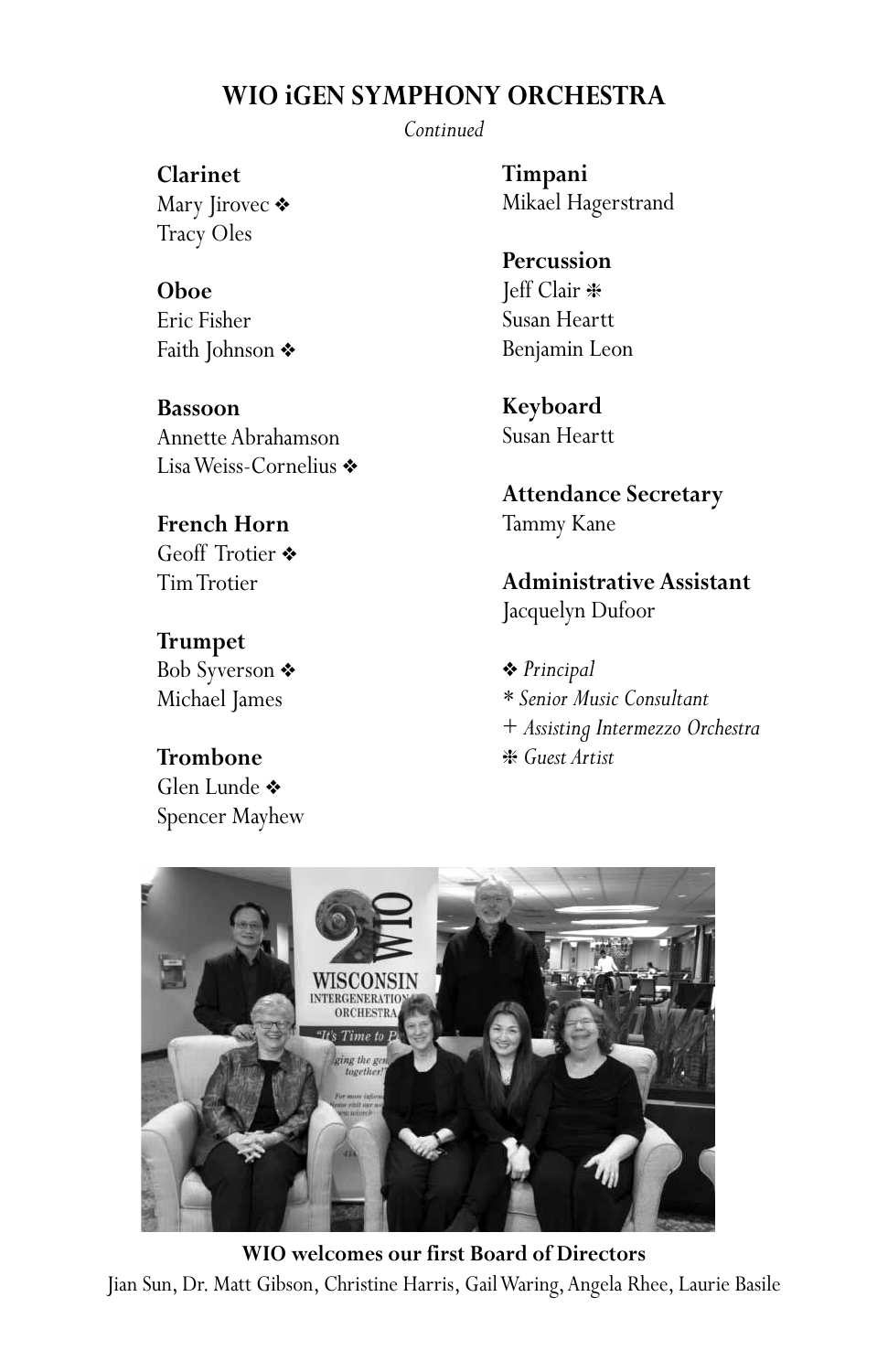## WIO iGEN SYMPHONY ORCHESTRA

*Continued*

**Clarinet**
Mary Jirovec ❖
Tracy Oles

**Oboe**
Eric Fisher
Faith Johnson ❖

**Bassoon**
Annette Abrahamson
Lisa Weiss-Cornelius ❖

**French Horn**
Geoff Trotier ❖
Tim Trotier

**Trumpet**
Bob Syverson ❖
Michael James

**Trombone**
Glen Lunde ❖
Spencer Mayhew

**Timpani**
Mikael Hagerstrand

**Percussion**
Jeff Clair ❇
Susan Heartt
Benjamin Leon

**Keyboard**
Susan Heartt

**Attendance Secretary**
Tammy Kane

**Administrative Assistant**
Jacquelyn Dufoor

❖ *Principal*
\* *Senior Music Consultant*
\+ *Assisting Intermezzo Orchestra*
❇ *Guest Artist*

**WIO welcomes our first Board of Directors**
Jian Sun, Dr. Matt Gibson, Christine Harris, Gail Waring, Angela Rhee, Laurie Basile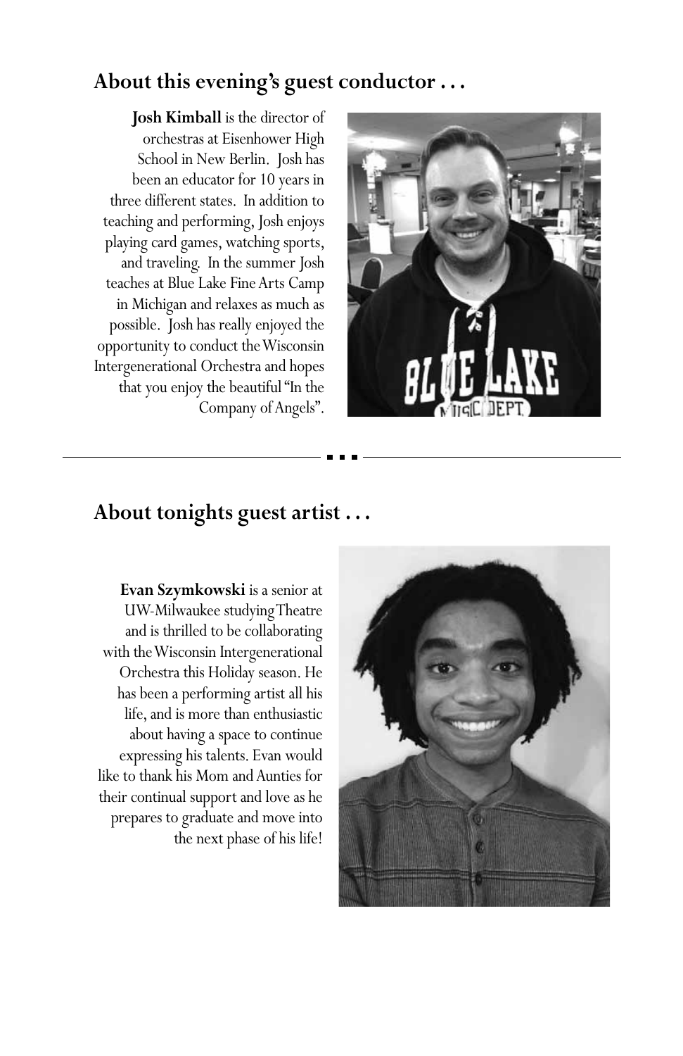## About this evening's guest conductor . . .

**Josh Kimball** is the director of orchestras at Eisenhower High School in New Berlin. Josh has been an educator for 10 years in three different states. In addition to teaching and performing, Josh enjoys playing card games, watching sports, and traveling. In the summer Josh teaches at Blue Lake Fine Arts Camp in Michigan and relaxes as much as possible. Josh has really enjoyed the opportunity to conduct the Wisconsin Intergenerational Orchestra and hopes that you enjoy the beautiful "In the Company of Angels".

---

## About tonights guest artist . . .

**Evan Szymkowski** is a senior at UW-Milwaukee studying Theatre and is thrilled to be collaborating with the Wisconsin Intergenerational Orchestra this Holiday season. He has been a performing artist all his life, and is more than enthusiastic about having a space to continue expressing his talents. Evan would like to thank his Mom and Aunties for their continual support and love as he prepares to graduate and move into the next phase of his life!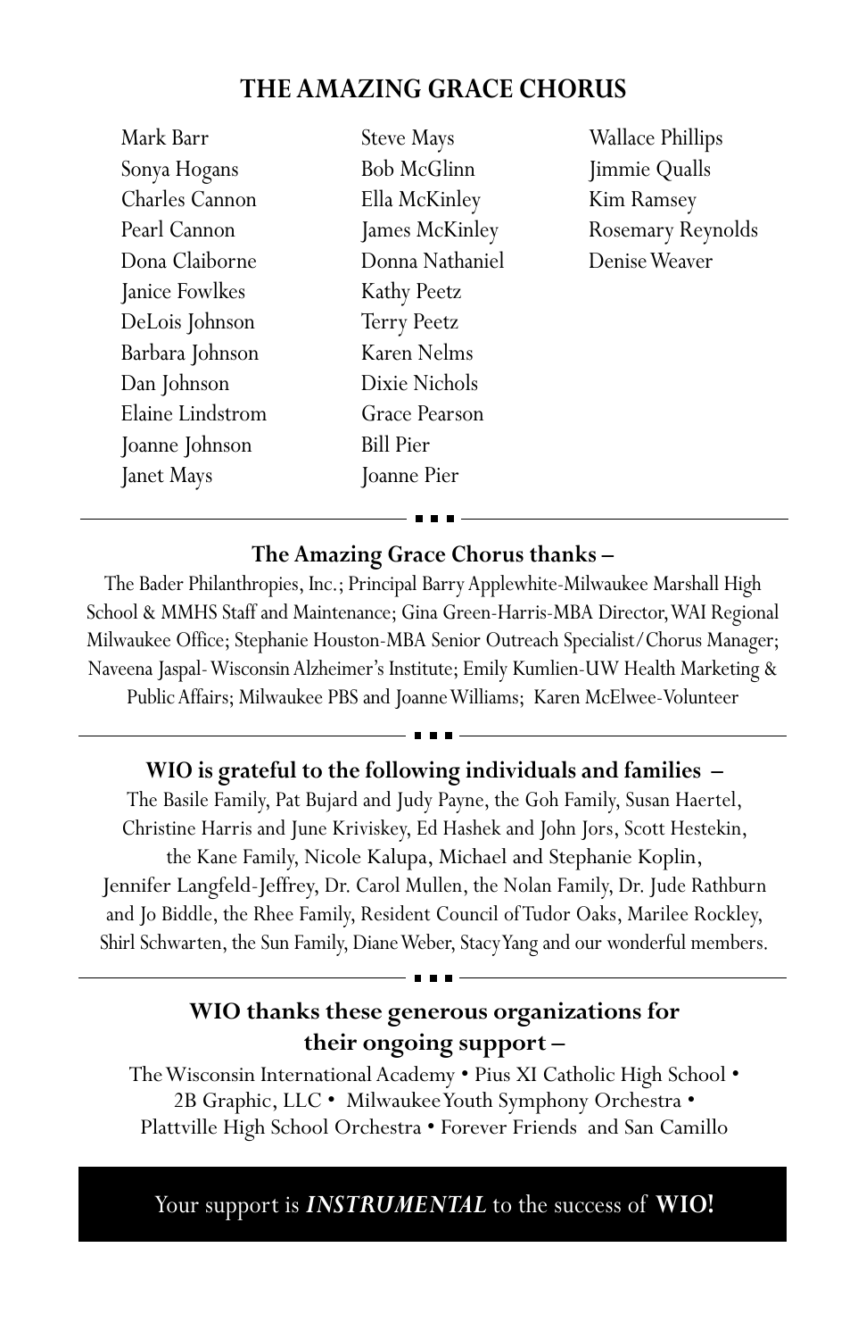## THE AMAZING GRACE CHORUS

Mark Barr
Sonya Hogans
Charles Cannon
Pearl Cannon
Dona Claiborne
Janice Fowlkes
DeLois Johnson
Barbara Johnson
Dan Johnson
Elaine Lindstrom
Joanne Johnson
Janet Mays
Steve Mays
Bob McGlinn
Ella McKinley
James McKinley
Donna Nathaniel
Kathy Peetz
Terry Peetz
Karen Nelms
Dixie Nichols
Grace Pearson
Bill Pier
Joanne Pier
Wallace Phillips
Jimmie Qualls
Kim Ramsey
Rosemary Reynolds
Denise Weaver

---

### The Amazing Grace Chorus thanks –

The Bader Philanthropies, Inc.; Principal Barry Applewhite-Milwaukee Marshall High School & MMHS Staff and Maintenance; Gina Green-Harris-MBA Director, WAI Regional Milwaukee Office; Stephanie Houston-MBA Senior Outreach Specialist/Chorus Manager; Naveena Jaspal- Wisconsin Alzheimer's Institute; Emily Kumlien-UW Health Marketing & Public Affairs; Milwaukee PBS and Joanne Williams; Karen McElwee-Volunteer

---

### WIO is grateful to the following individuals and families –

The Basile Family, Pat Bujard and Judy Payne, the Goh Family, Susan Haertel, Christine Harris and June Kriviskey, Ed Hashek and John Jors, Scott Hestekin, the Kane Family, Nicole Kalupa, Michael and Stephanie Koplin, Jennifer Langfeld-Jeffrey, Dr. Carol Mullen, the Nolan Family, Dr. Jude Rathburn and Jo Biddle, the Rhee Family, Resident Council of Tudor Oaks, Marilee Rockley, Shirl Schwarten, the Sun Family, Diane Weber, Stacy Yang and our wonderful members.

---

### WIO thanks these generous organizations for their ongoing support –

The Wisconsin International Academy • Pius XI Catholic High School • 2B Graphic, LLC • Milwaukee Youth Symphony Orchestra • Plattville High School Orchestra • Forever Friends and San Camillo

Your support is ***INSTRUMENTAL*** to the success of **WIO!**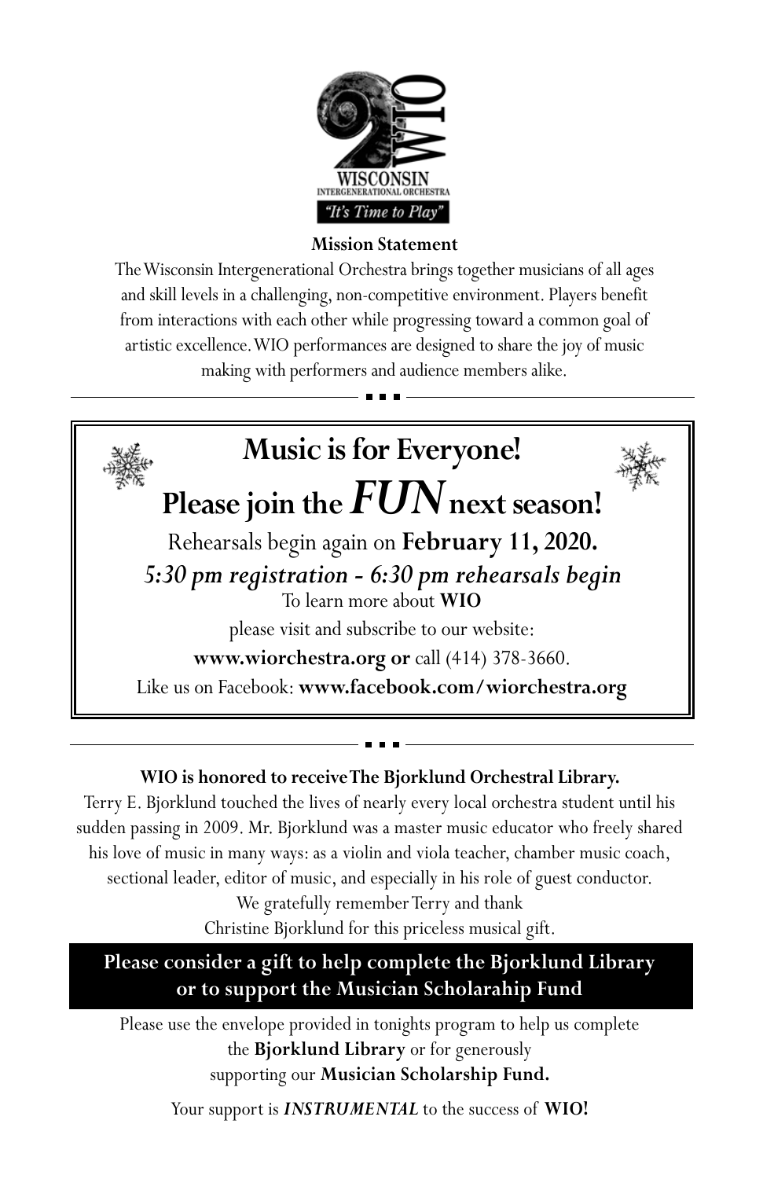WISCONSIN
INTERGENERATIONAL ORCHESTRA
"It's Time to Play"

**Mission Statement**

The Wisconsin Intergenerational Orchestra brings together musicians of all ages and skill levels in a challenging, non-competitive environment. Players benefit from interactions with each other while progressing toward a common goal of artistic excellence. WIO performances are designed to share the joy of music making with performers and audience members alike.

---

## Music is for Everyone!

## Please join the *FUN* next season!

Rehearsals begin again on **February 11, 2020.**

*5:30 pm registration - 6:30 pm rehearsals begin*

To learn more about **WIO**

please visit and subscribe to our website:

**www.wiorchestra.org or** call (414) 378-3660.

Like us on Facebook: **www.facebook.com/wiorchestra.org**

---

**WIO is honored to receive The Bjorklund Orchestral Library.**

Terry E. Bjorklund touched the lives of nearly every local orchestra student until his sudden passing in 2009. Mr. Bjorklund was a master music educator who freely shared his love of music in many ways: as a violin and viola teacher, chamber music coach, sectional leader, editor of music, and especially in his role of guest conductor. We gratefully remember Terry and thank Christine Bjorklund for this priceless musical gift.

**Please consider a gift to help complete the Bjorklund Library or to support the Musician Scholarahip Fund**

Please use the envelope provided in tonights program to help us complete the **Bjorklund Library** or for generously supporting our **Musician Scholarship Fund.**

Your support is ***INSTRUMENTAL*** to the success of **WIO!**